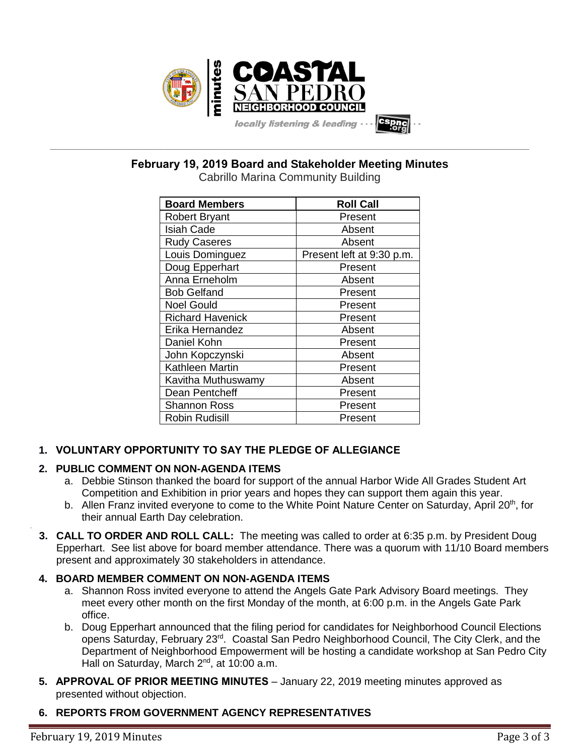# February 19, 2019 Board and Stakeholder Meeting Minutes

Cabrillo Marina Community Building

| Board Members | Roll Call |
|---|---|
| Robert Bryant | Present |
| Isiah Cade | Absent |
| Rudy Caseres | Absent |
| Louis Dominguez | Present left at 9:30 p.m. |
| Doug Epperhart | Present |
| Anna Erneholm | Absent |
| Bob Gelfand | Present |
| Noel Gould | Present |
| Richard Havenick | Present |
| Erika Hernandez | Absent |
| Daniel Kohn | Present |
| John Kopczynski | Absent |
| Kathleen Martin | Present |
| Kavitha Muthuswamy | Absent |
| Dean Pentcheff | Present |
| Shannon Ross | Present |
| Robin Rudisill | Present |

1. **VOLUNTARY OPPORTUNITY TO SAY THE PLEDGE OF ALLEGIANCE**

2. **PUBLIC COMMENT ON NON-AGENDA ITEMS**
   a. Debbie Stinson thanked the board for support of the annual Harbor Wide All Grades Student Art Competition and Exhibition in prior years and hopes they can support them again this year.
   b. Allen Franz invited everyone to come to the White Point Nature Center on Saturday, April 20th, for their annual Earth Day celebration.

3. **CALL TO ORDER AND ROLL CALL:** The meeting was called to order at 6:35 p.m. by President Doug Epperhart. See list above for board member attendance. There was a quorum with 11/10 Board members present and approximately 30 stakeholders in attendance.

4. **BOARD MEMBER COMMENT ON NON-AGENDA ITEMS**
   a. Shannon Ross invited everyone to attend the Angels Gate Park Advisory Board meetings. They meet every other month on the first Monday of the month, at 6:00 p.m. in the Angels Gate Park office.
   b. Doug Epperhart announced that the filing period for candidates for Neighborhood Council Elections opens Saturday, February 23rd. Coastal San Pedro Neighborhood Council, The City Clerk, and the Department of Neighborhood Empowerment will be hosting a candidate workshop at San Pedro City Hall on Saturday, March 2nd, at 10:00 a.m.

5. **APPROVAL OF PRIOR MEETING MINUTES** – January 22, 2019 meeting minutes approved as presented without objection.

6. **REPORTS FROM GOVERNMENT AGENCY REPRESENTATIVES**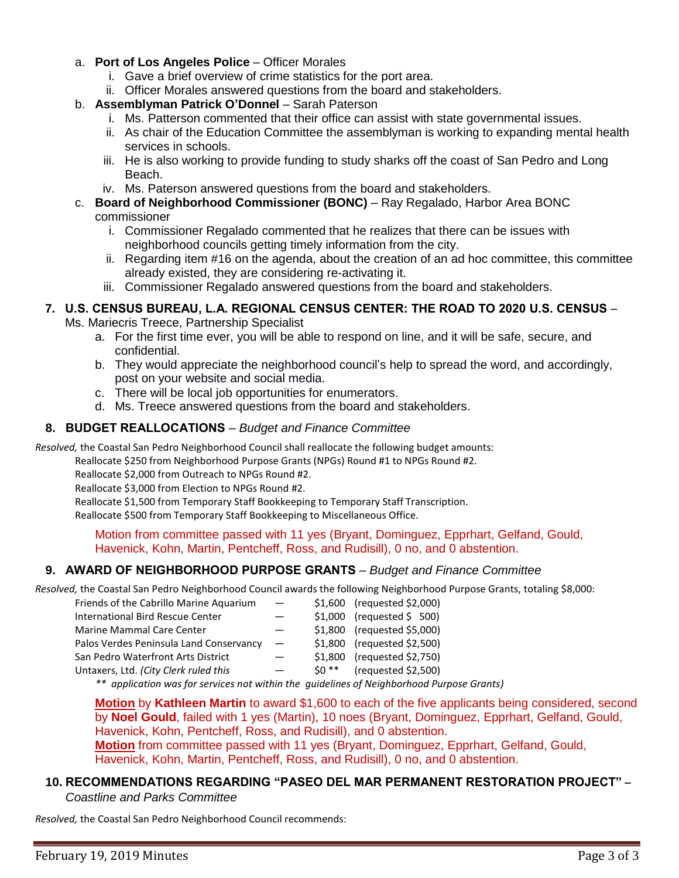a. **Port of Los Angeles Police** – Officer Morales
   i. Gave a brief overview of crime statistics for the port area.
   ii. Officer Morales answered questions from the board and stakeholders.

b. **Assemblyman Patrick O'Donnel** – Sarah Paterson
   i. Ms. Patterson commented that their office can assist with state governmental issues.
   ii. As chair of the Education Committee the assemblyman is working to expanding mental health services in schools.
   iii. He is also working to provide funding to study sharks off the coast of San Pedro and Long Beach.
   iv. Ms. Paterson answered questions from the board and stakeholders.

c. **Board of Neighborhood Commissioner (BONC)** – Ray Regalado, Harbor Area BONC commissioner
   i. Commissioner Regalado commented that he realizes that there can be issues with neighborhood councils getting timely information from the city.
   ii. Regarding item #16 on the agenda, about the creation of an ad hoc committee, this committee already existed, they are considering re-activating it.
   iii. Commissioner Regalado answered questions from the board and stakeholders.

## 7. U.S. CENSUS BUREAU, L.A. REGIONAL CENSUS CENTER: THE ROAD TO 2020 U.S. CENSUS – Ms. Mariecris Treece, Partnership Specialist

a. For the first time ever, you will be able to respond on line, and it will be safe, secure, and confidential.
b. They would appreciate the neighborhood council's help to spread the word, and accordingly, post on your website and social media.
c. There will be local job opportunities for enumerators.
d. Ms. Treece answered questions from the board and stakeholders.

## 8. BUDGET REALLOCATIONS – *Budget and Finance Committee*

*Resolved,* the Coastal San Pedro Neighborhood Council shall reallocate the following budget amounts:

Reallocate $250 from Neighborhood Purpose Grants (NPGs) Round #1 to NPGs Round #2.
Reallocate $2,000 from Outreach to NPGs Round #2.
Reallocate $3,000 from Election to NPGs Round #2.
Reallocate $1,500 from Temporary Staff Bookkeeping to Temporary Staff Transcription.
Reallocate $500 from Temporary Staff Bookkeeping to Miscellaneous Office.

Motion from committee passed with 11 yes (Bryant, Dominguez, Epprhart, Gelfand, Gould, Havenick, Kohn, Martin, Pentcheff, Ross, and Rudisill), 0 no, and 0 abstention.

## 9. AWARD OF NEIGHBORHOOD PURPOSE GRANTS – *Budget and Finance Committee*

*Resolved,* the Coastal San Pedro Neighborhood Council awards the following Neighborhood Purpose Grants, totaling $8,000:

| | | | |
|---|---|---|---|
| Friends of the Cabrillo Marine Aquarium | — | $1,600 | (requested $2,000) |
| International Bird Rescue Center | — | $1,000 | (requested $ 500) |
| Marine Mammal Care Center | — | $1,800 | (requested $5,000) |
| Palos Verdes Peninsula Land Conservancy | — | $1,800 | (requested $2,500) |
| San Pedro Waterfront Arts District | — | $1,800 | (requested $2,750) |
| Untaxers, Ltd. *(City Clerk ruled this* | — | $0 ** | (requested $2,500) |

*** application was for services not within the guidelines of Neighborhood Purpose Grants)*

**Motion** by **Kathleen Martin** to award $1,600 to each of the five applicants being considered, second by **Noel Gould**, failed with 1 yes (Martin), 10 noes (Bryant, Dominguez, Epprhart, Gelfand, Gould, Havenick, Kohn, Pentcheff, Ross, and Rudisill), and 0 abstention.
**Motion** from committee passed with 11 yes (Bryant, Dominguez, Epprhart, Gelfand, Gould, Havenick, Kohn, Martin, Pentcheff, Ross, and Rudisill), 0 no, and 0 abstention.

## 10. RECOMMENDATIONS REGARDING "PASEO DEL MAR PERMANENT RESTORATION PROJECT" – *Coastline and Parks Committee*

*Resolved,* the Coastal San Pedro Neighborhood Council recommends: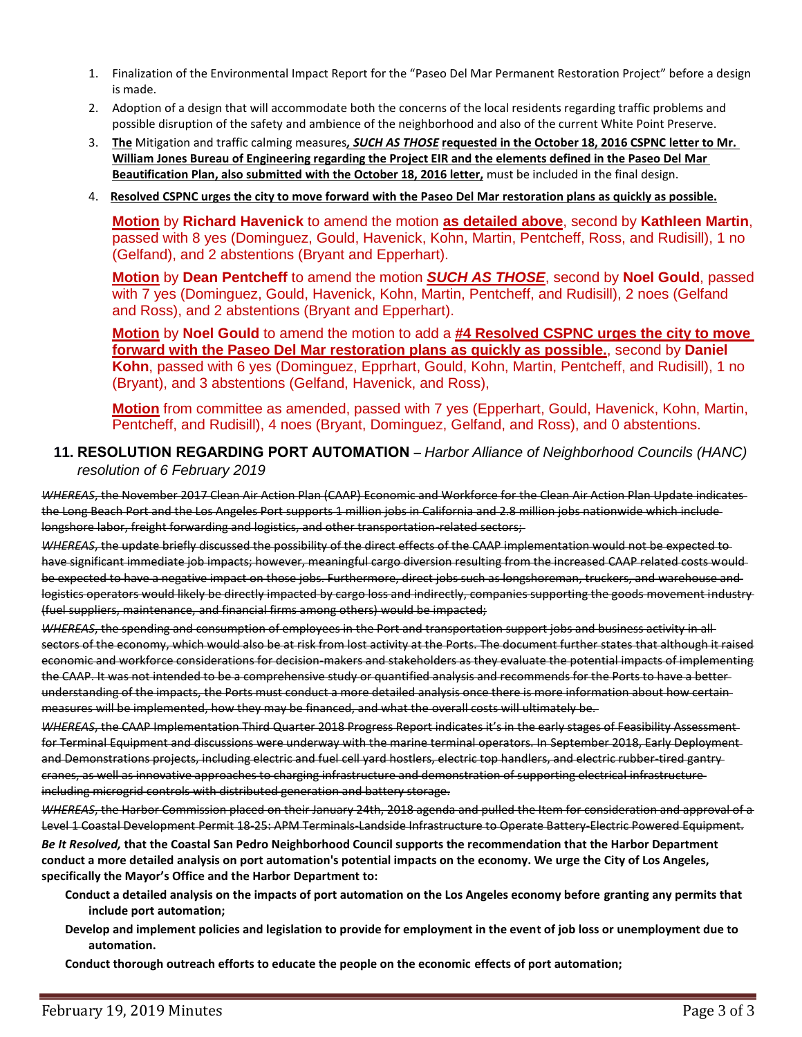1. Finalization of the Environmental Impact Report for the "Paseo Del Mar Permanent Restoration Project" before a design is made.
2. Adoption of a design that will accommodate both the concerns of the local residents regarding traffic problems and possible disruption of the safety and ambience of the neighborhood and also of the current White Point Preserve.
3. **The** Mitigation and traffic calming measures***, SUCH AS THOSE*** **requested in the October 18, 2016 CSPNC letter to Mr. William Jones Bureau of Engineering regarding the Project EIR and the elements defined in the Paseo Del Mar Beautification Plan, also submitted with the October 18, 2016 letter,** must be included in the final design.
4. **Resolved CSPNC urges the city to move forward with the Paseo Del Mar restoration plans as quickly as possible.**

**Motion** by **Richard Havenick** to amend the motion **as detailed above**, second by **Kathleen Martin**, passed with 8 yes (Dominguez, Gould, Havenick, Kohn, Martin, Pentcheff, Ross, and Rudisill), 1 no (Gelfand), and 2 abstentions (Bryant and Epperhart).

**Motion** by **Dean Pentcheff** to amend the motion ***SUCH AS THOSE***, second by **Noel Gould**, passed with 7 yes (Dominguez, Gould, Havenick, Kohn, Martin, Pentcheff, and Rudisill), 2 noes (Gelfand and Ross), and 2 abstentions (Bryant and Epperhart).

**Motion** by **Noel Gould** to amend the motion to add a **#4 Resolved CSPNC urges the city to move forward with the Paseo Del Mar restoration plans as quickly as possible.**, second by **Daniel Kohn**, passed with 6 yes (Dominguez, Epprhart, Gould, Kohn, Martin, Pentcheff, and Rudisill), 1 no (Bryant), and 3 abstentions (Gelfand, Havenick, and Ross),

**Motion** from committee as amended, passed with 7 yes (Epperhart, Gould, Havenick, Kohn, Martin, Pentcheff, and Rudisill), 4 noes (Bryant, Dominguez, Gelfand, and Ross), and 0 abstentions.

## 11. RESOLUTION REGARDING PORT AUTOMATION – *Harbor Alliance of Neighborhood Councils (HANC) resolution of 6 February 2019*

~~*WHEREAS*, the November 2017 Clean Air Action Plan (CAAP) Economic and Workforce for the Clean Air Action Plan Update indicates the Long Beach Port and the Los Angeles Port supports 1 million jobs in California and 2.8 million jobs nationwide which include longshore labor, freight forwarding and logistics, and other transportation-related sectors;~~

~~*WHEREAS*, the update briefly discussed the possibility of the direct effects of the CAAP implementation would not be expected to have significant immediate job impacts; however, meaningful cargo diversion resulting from the increased CAAP related costs would be expected to have a negative impact on those jobs. Furthermore, direct jobs such as longshoreman, truckers, and warehouse and logistics operators would likely be directly impacted by cargo loss and indirectly, companies supporting the goods movement industry (fuel suppliers, maintenance, and financial firms among others) would be impacted;~~

~~*WHEREAS*, the spending and consumption of employees in the Port and transportation support jobs and business activity in all sectors of the economy, which would also be at risk from lost activity at the Ports. The document further states that although it raised economic and workforce considerations for decision-makers and stakeholders as they evaluate the potential impacts of implementing the CAAP. It was not intended to be a comprehensive study or quantified analysis and recommends for the Ports to have a better understanding of the impacts, the Ports must conduct a more detailed analysis once there is more information about how certain measures will be implemented, how they may be financed, and what the overall costs will ultimately be.~~

~~*WHEREAS*, the CAAP Implementation Third Quarter 2018 Progress Report indicates it's in the early stages of Feasibility Assessment for Terminal Equipment and discussions were underway with the marine terminal operators. In September 2018, Early Deployment and Demonstrations projects, including electric and fuel cell yard hostlers, electric top handlers, and electric rubber-tired gantry cranes, as well as innovative approaches to charging infrastructure and demonstration of supporting electrical infrastructure including microgrid controls with distributed generation and battery storage.~~

~~*WHEREAS*, the Harbor Commission placed on their January 24th, 2018 agenda and pulled the Item for consideration and approval of a Level 1 Coastal Development Permit 18-25: APM Terminals-Landside Infrastructure to Operate Battery-Electric Powered Equipment.~~

***Be It Resolved,*** **that the Coastal San Pedro Neighborhood Council supports the recommendation that the Harbor Department conduct a more detailed analysis on port automation's potential impacts on the economy. We urge the City of Los Angeles, specifically the Mayor's Office and the Harbor Department to:**

- **Conduct a detailed analysis on the impacts of port automation on the Los Angeles economy before granting any permits that include port automation;**
- **Develop and implement policies and legislation to provide for employment in the event of job loss or unemployment due to automation.**
- **Conduct thorough outreach efforts to educate the people on the economic effects of port automation;**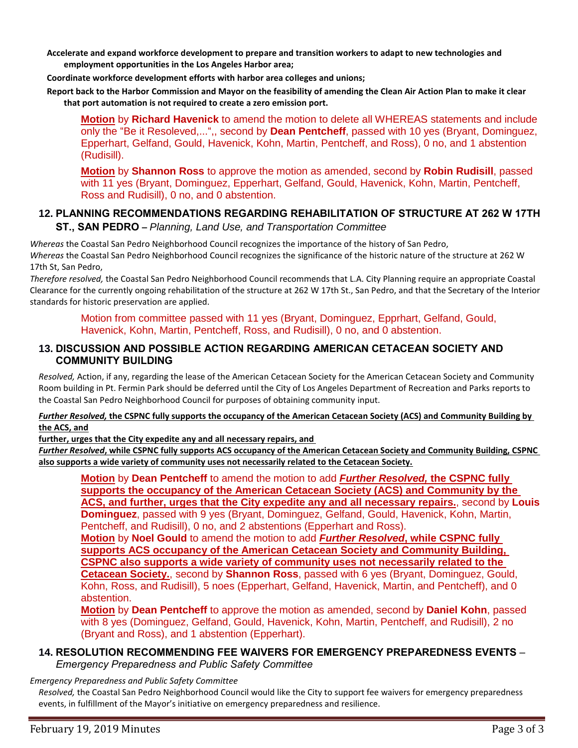**Accelerate and expand workforce development to prepare and transition workers to adapt to new technologies and employment opportunities in the Los Angeles Harbor area;**

**Coordinate workforce development efforts with harbor area colleges and unions;**

**Report back to the Harbor Commission and Mayor on the feasibility of amending the Clean Air Action Plan to make it clear that port automation is not required to create a zero emission port.**

**Motion** by **Richard Havenick** to amend the motion to delete all WHEREAS statements and include only the "Be it Resoleved,..."", second by **Dean Pentcheff**, passed with 10 yes (Bryant, Dominguez, Epperhart, Gelfand, Gould, Havenick, Kohn, Martin, Pentcheff, and Ross), 0 no, and 1 abstention (Rudisill).

**Motion** by **Shannon Ross** to approve the motion as amended, second by **Robin Rudisill**, passed with 11 yes (Bryant, Dominguez, Epperhart, Gelfand, Gould, Havenick, Kohn, Martin, Pentcheff, Ross and Rudisill), 0 no, and 0 abstention.

## 12. PLANNING RECOMMENDATIONS REGARDING REHABILITATION OF STRUCTURE AT 262 W 17TH ST., SAN PEDRO – *Planning, Land Use, and Transportation Committee*

*Whereas* the Coastal San Pedro Neighborhood Council recognizes the importance of the history of San Pedro,
*Whereas* the Coastal San Pedro Neighborhood Council recognizes the significance of the historic nature of the structure at 262 W 17th St, San Pedro,
*Therefore resolved,* the Coastal San Pedro Neighborhood Council recommends that L.A. City Planning require an appropriate Coastal Clearance for the currently ongoing rehabilitation of the structure at 262 W 17th St., San Pedro, and that the Secretary of the Interior standards for historic preservation are applied.

Motion from committee passed with 11 yes (Bryant, Dominguez, Epprhart, Gelfand, Gould, Havenick, Kohn, Martin, Pentcheff, Ross, and Rudisill), 0 no, and 0 abstention.

## 13. DISCUSSION AND POSSIBLE ACTION REGARDING AMERICAN CETACEAN SOCIETY AND COMMUNITY BUILDING

*Resolved,* Action, if any, regarding the lease of the American Cetacean Society for the American Cetacean Society and Community Room building in Pt. Fermin Park should be deferred until the City of Los Angeles Department of Recreation and Parks reports to the Coastal San Pedro Neighborhood Council for purposes of obtaining community input.

***Further Resolved,* the CSPNC fully supports the occupancy of the American Cetacean Society (ACS) and Community Building by the ACS, and**
**further, urges that the City expedite any and all necessary repairs, and**
***Further Resolved*, while CSPNC fully supports ACS occupancy of the American Cetacean Society and Community Building, CSPNC also supports a wide variety of community uses not necessarily related to the Cetacean Society.**

**Motion** by **Dean Pentcheff** to amend the motion to add ***Further Resolved,* the CSPNC fully supports the occupancy of the American Cetacean Society (ACS) and Community by the ACS, and further, urges that the City expedite any and all necessary repairs.**, second by **Louis Dominguez**, passed with 9 yes (Bryant, Dominguez, Gelfand, Gould, Havenick, Kohn, Martin, Pentcheff, and Rudisill), 0 no, and 2 abstentions (Epperhart and Ross).
**Motion** by **Noel Gould** to amend the motion to add ***Further Resolved*, while CSPNC fully supports ACS occupancy of the American Cetacean Society and Community Building, CSPNC also supports a wide variety of community uses not necessarily related to the Cetacean Society.**, second by **Shannon Ross**, passed with 6 yes (Bryant, Dominguez, Gould, Kohn, Ross, and Rudisill), 5 noes (Epperhart, Gelfand, Havenick, Martin, and Pentcheff), and 0 abstention.
**Motion** by **Dean Pentcheff** to approve the motion as amended, second by **Daniel Kohn**, passed with 8 yes (Dominguez, Gelfand, Gould, Havenick, Kohn, Martin, Pentcheff, and Rudisill), 2 no (Bryant and Ross), and 1 abstention (Epperhart).

## 14. RESOLUTION RECOMMENDING FEE WAIVERS FOR EMERGENCY PREPAREDNESS EVENTS – *Emergency Preparedness and Public Safety Committee*

*Emergency Preparedness and Public Safety Committee*
*Resolved,* the Coastal San Pedro Neighborhood Council would like the City to support fee waivers for emergency preparedness events, in fulfillment of the Mayor's initiative on emergency preparedness and resilience.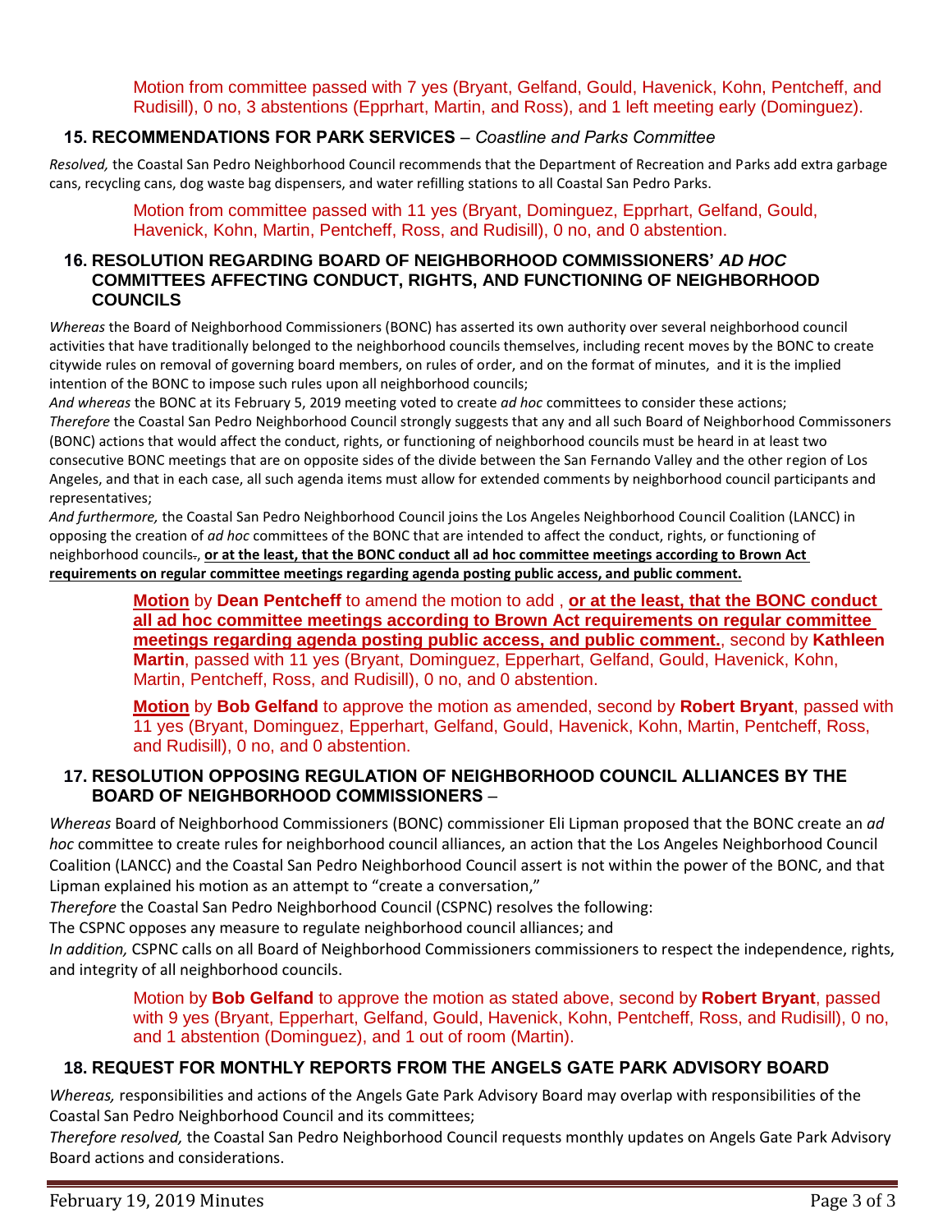Motion from committee passed with 7 yes (Bryant, Gelfand, Gould, Havenick, Kohn, Pentcheff, and Rudisill), 0 no, 3 abstentions (Epprhart, Martin, and Ross), and 1 left meeting early (Dominguez).

### 15. RECOMMENDATIONS FOR PARK SERVICES – *Coastline and Parks Committee*

*Resolved,* the Coastal San Pedro Neighborhood Council recommends that the Department of Recreation and Parks add extra garbage cans, recycling cans, dog waste bag dispensers, and water refilling stations to all Coastal San Pedro Parks.

Motion from committee passed with 11 yes (Bryant, Dominguez, Epprhart, Gelfand, Gould, Havenick, Kohn, Martin, Pentcheff, Ross, and Rudisill), 0 no, and 0 abstention.

### 16. RESOLUTION REGARDING BOARD OF NEIGHBORHOOD COMMISSIONERS' *AD HOC* COMMITTEES AFFECTING CONDUCT, RIGHTS, AND FUNCTIONING OF NEIGHBORHOOD COUNCILS

*Whereas* the Board of Neighborhood Commissioners (BONC) has asserted its own authority over several neighborhood council activities that have traditionally belonged to the neighborhood councils themselves, including recent moves by the BONC to create citywide rules on removal of governing board members, on rules of order, and on the format of minutes, and it is the implied intention of the BONC to impose such rules upon all neighborhood councils;

*And whereas* the BONC at its February 5, 2019 meeting voted to create *ad hoc* committees to consider these actions;

*Therefore* the Coastal San Pedro Neighborhood Council strongly suggests that any and all such Board of Neighborhood Commissoners (BONC) actions that would affect the conduct, rights, or functioning of neighborhood councils must be heard in at least two consecutive BONC meetings that are on opposite sides of the divide between the San Fernando Valley and the other region of Los Angeles, and that in each case, all such agenda items must allow for extended comments by neighborhood council participants and representatives;

*And furthermore,* the Coastal San Pedro Neighborhood Council joins the Los Angeles Neighborhood Council Coalition (LANCC) in opposing the creation of *ad hoc* committees of the BONC that are intended to affect the conduct, rights, or functioning of neighborhood councils~~.~~, **or at the least, that the BONC conduct all ad hoc committee meetings according to Brown Act requirements on regular committee meetings regarding agenda posting public access, and public comment.**

**Motion** by **Dean Pentcheff** to amend the motion to add , **or at the least, that the BONC conduct all ad hoc committee meetings according to Brown Act requirements on regular committee meetings regarding agenda posting public access, and public comment.**, second by **Kathleen Martin**, passed with 11 yes (Bryant, Dominguez, Epperhart, Gelfand, Gould, Havenick, Kohn, Martin, Pentcheff, Ross, and Rudisill), 0 no, and 0 abstention.

**Motion** by **Bob Gelfand** to approve the motion as amended, second by **Robert Bryant**, passed with 11 yes (Bryant, Dominguez, Epperhart, Gelfand, Gould, Havenick, Kohn, Martin, Pentcheff, Ross, and Rudisill), 0 no, and 0 abstention.

### 17. RESOLUTION OPPOSING REGULATION OF NEIGHBORHOOD COUNCIL ALLIANCES BY THE BOARD OF NEIGHBORHOOD COMMISSIONERS –

*Whereas* Board of Neighborhood Commissioners (BONC) commissioner Eli Lipman proposed that the BONC create an *ad hoc* committee to create rules for neighborhood council alliances, an action that the Los Angeles Neighborhood Council Coalition (LANCC) and the Coastal San Pedro Neighborhood Council assert is not within the power of the BONC, and that Lipman explained his motion as an attempt to "create a conversation,"

*Therefore* the Coastal San Pedro Neighborhood Council (CSPNC) resolves the following:

The CSPNC opposes any measure to regulate neighborhood council alliances; and

*In addition,* CSPNC calls on all Board of Neighborhood Commissioners commissioners to respect the independence, rights, and integrity of all neighborhood councils.

Motion by **Bob Gelfand** to approve the motion as stated above, second by **Robert Bryant**, passed with 9 yes (Bryant, Epperhart, Gelfand, Gould, Havenick, Kohn, Pentcheff, Ross, and Rudisill), 0 no, and 1 abstention (Dominguez), and 1 out of room (Martin).

### 18. REQUEST FOR MONTHLY REPORTS FROM THE ANGELS GATE PARK ADVISORY BOARD

*Whereas,* responsibilities and actions of the Angels Gate Park Advisory Board may overlap with responsibilities of the Coastal San Pedro Neighborhood Council and its committees;

*Therefore resolved,* the Coastal San Pedro Neighborhood Council requests monthly updates on Angels Gate Park Advisory Board actions and considerations.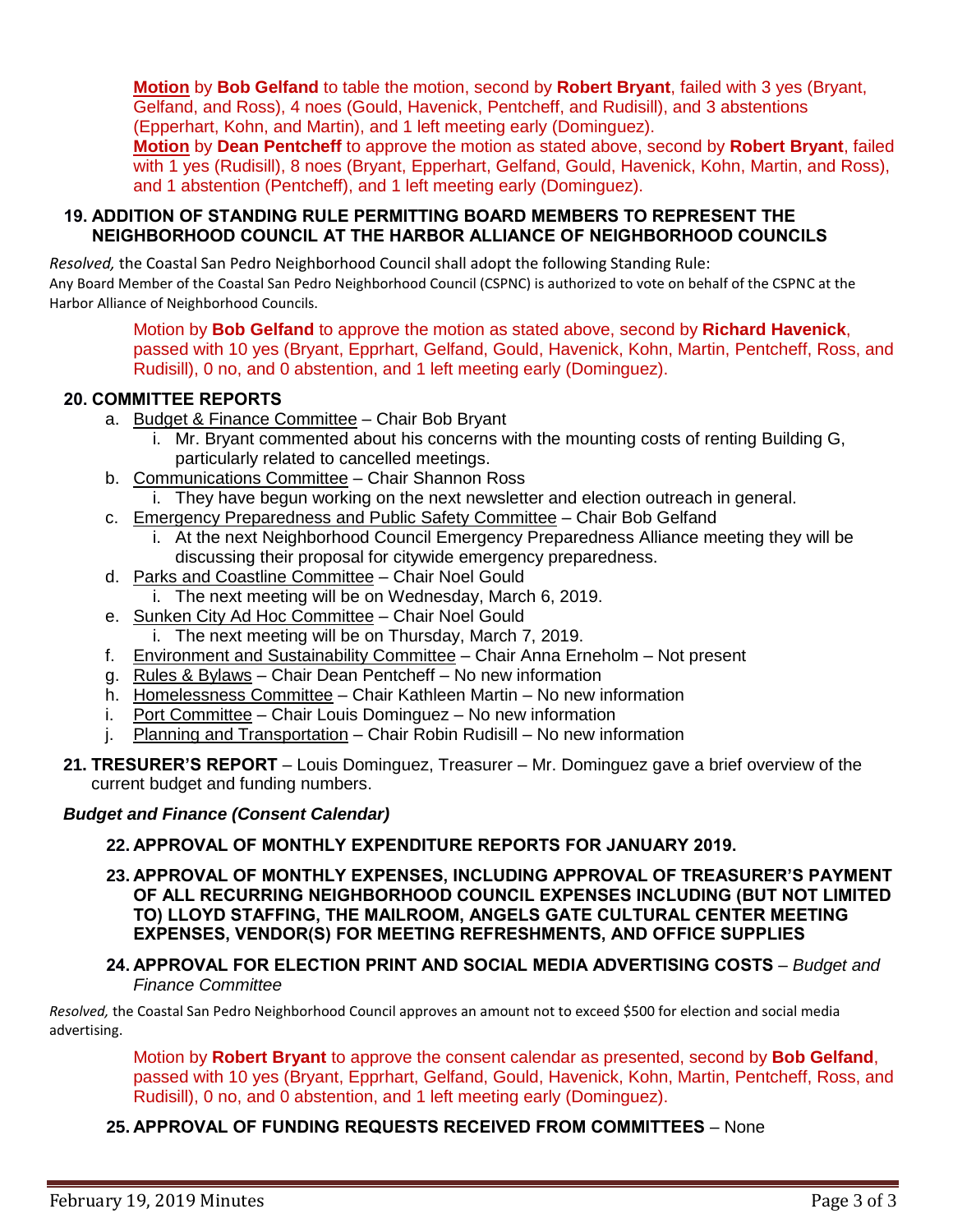**Motion** by **Bob Gelfand** to table the motion, second by **Robert Bryant**, failed with 3 yes (Bryant, Gelfand, and Ross), 4 noes (Gould, Havenick, Pentcheff, and Rudisill), and 3 abstentions (Epperhart, Kohn, and Martin), and 1 left meeting early (Dominguez).

**Motion** by **Dean Pentcheff** to approve the motion as stated above, second by **Robert Bryant**, failed with 1 yes (Rudisill), 8 noes (Bryant, Epperhart, Gelfand, Gould, Havenick, Kohn, Martin, and Ross), and 1 abstention (Pentcheff), and 1 left meeting early (Dominguez).

### 19. ADDITION OF STANDING RULE PERMITTING BOARD MEMBERS TO REPRESENT THE NEIGHBORHOOD COUNCIL AT THE HARBOR ALLIANCE OF NEIGHBORHOOD COUNCILS

*Resolved,* the Coastal San Pedro Neighborhood Council shall adopt the following Standing Rule:

Any Board Member of the Coastal San Pedro Neighborhood Council (CSPNC) is authorized to vote on behalf of the CSPNC at the Harbor Alliance of Neighborhood Councils.

Motion by **Bob Gelfand** to approve the motion as stated above, second by **Richard Havenick**, passed with 10 yes (Bryant, Epprhart, Gelfand, Gould, Havenick, Kohn, Martin, Pentcheff, Ross, and Rudisill), 0 no, and 0 abstention, and 1 left meeting early (Dominguez).

### 20. COMMITTEE REPORTS

a. Budget & Finance Committee – Chair Bob Bryant
   i. Mr. Bryant commented about his concerns with the mounting costs of renting Building G, particularly related to cancelled meetings.

b. Communications Committee – Chair Shannon Ross
   i. They have begun working on the next newsletter and election outreach in general.

c. Emergency Preparedness and Public Safety Committee – Chair Bob Gelfand
   i. At the next Neighborhood Council Emergency Preparedness Alliance meeting they will be discussing their proposal for citywide emergency preparedness.

d. Parks and Coastline Committee – Chair Noel Gould
   i. The next meeting will be on Wednesday, March 6, 2019.

e. Sunken City Ad Hoc Committee – Chair Noel Gould
   i. The next meeting will be on Thursday, March 7, 2019.

f. Environment and Sustainability Committee – Chair Anna Erneholm – Not present

g. Rules & Bylaws – Chair Dean Pentcheff – No new information

h. Homelessness Committee – Chair Kathleen Martin – No new information

i. Port Committee – Chair Louis Dominguez – No new information

j. Planning and Transportation – Chair Robin Rudisill – No new information

**21. TRESURER'S REPORT** – Louis Dominguez, Treasurer – Mr. Dominguez gave a brief overview of the current budget and funding numbers.

***Budget and Finance (Consent Calendar)***

### 22. APPROVAL OF MONTHLY EXPENDITURE REPORTS FOR JANUARY 2019.

### 23. APPROVAL OF MONTHLY EXPENSES, INCLUDING APPROVAL OF TREASURER'S PAYMENT OF ALL RECURRING NEIGHBORHOOD COUNCIL EXPENSES INCLUDING (BUT NOT LIMITED TO) LLOYD STAFFING, THE MAILROOM, ANGELS GATE CULTURAL CENTER MEETING EXPENSES, VENDOR(S) FOR MEETING REFRESHMENTS, AND OFFICE SUPPLIES

### 24. APPROVAL FOR ELECTION PRINT AND SOCIAL MEDIA ADVERTISING COSTS – *Budget and Finance Committee*

*Resolved,* the Coastal San Pedro Neighborhood Council approves an amount not to exceed $500 for election and social media advertising.

Motion by **Robert Bryant** to approve the consent calendar as presented, second by **Bob Gelfand**, passed with 10 yes (Bryant, Epprhart, Gelfand, Gould, Havenick, Kohn, Martin, Pentcheff, Ross, and Rudisill), 0 no, and 0 abstention, and 1 left meeting early (Dominguez).

### 25. APPROVAL OF FUNDING REQUESTS RECEIVED FROM COMMITTEES – None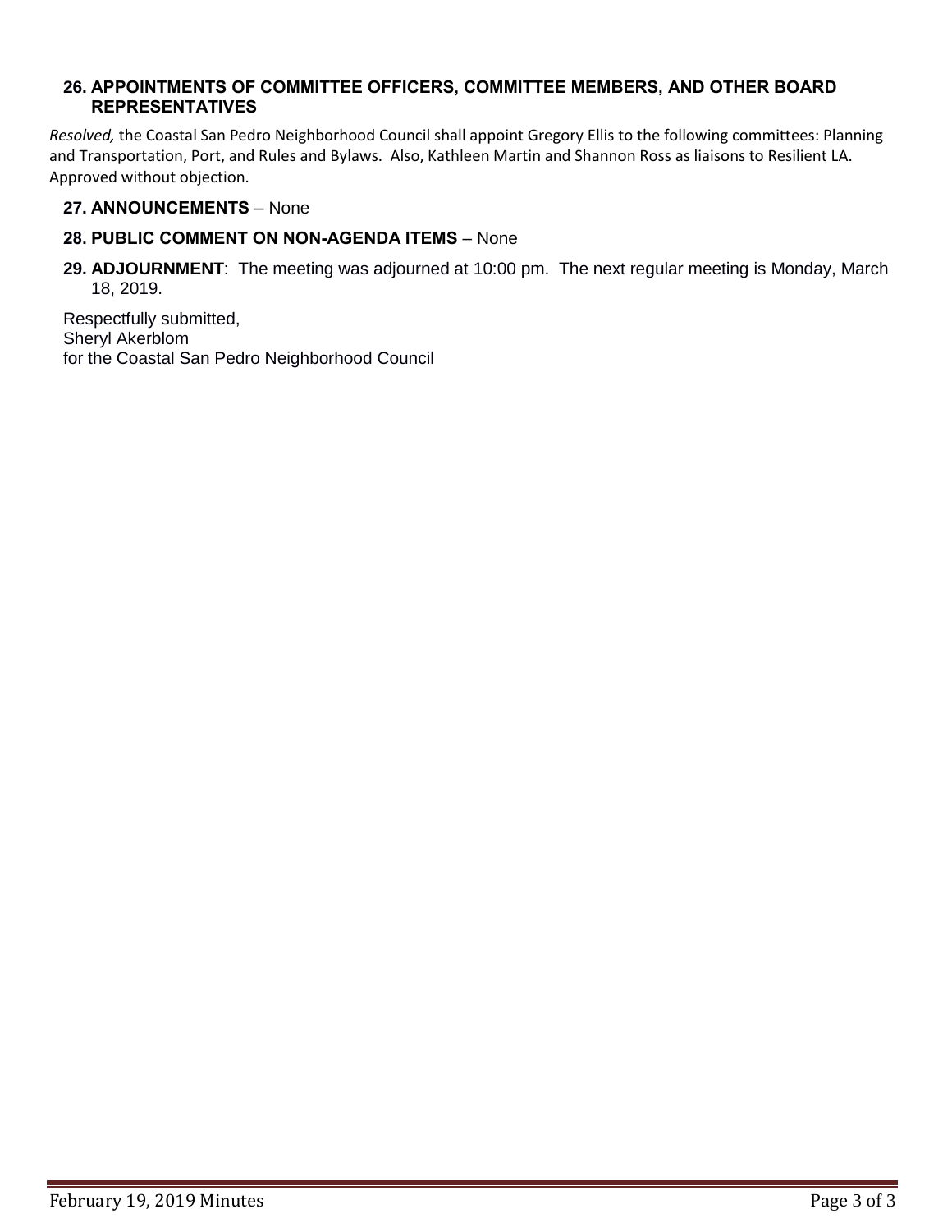**26. APPOINTMENTS OF COMMITTEE OFFICERS, COMMITTEE MEMBERS, AND OTHER BOARD REPRESENTATIVES**

*Resolved,* the Coastal San Pedro Neighborhood Council shall appoint Gregory Ellis to the following committees: Planning and Transportation, Port, and Rules and Bylaws. Also, Kathleen Martin and Shannon Ross as liaisons to Resilient LA. Approved without objection.

**27. ANNOUNCEMENTS** – None

**28. PUBLIC COMMENT ON NON-AGENDA ITEMS** – None

**29. ADJOURNMENT**: The meeting was adjourned at 10:00 pm. The next regular meeting is Monday, March 18, 2019.

Respectfully submitted,
Sheryl Akerblom
for the Coastal San Pedro Neighborhood Council